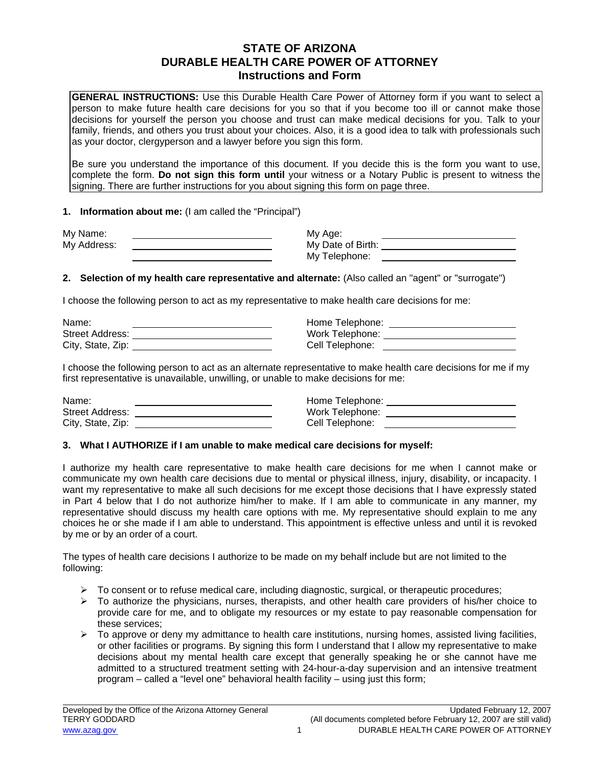# STATE OF ARIZONA
# DURABLE HEALTH CARE POWER OF ATTORNEY
## Instructions and Form

**GENERAL INSTRUCTIONS:** Use this Durable Health Care Power of Attorney form if you want to select a person to make future health care decisions for you so that if you become too ill or cannot make those decisions for yourself the person you choose and trust can make medical decisions for you. Talk to your family, friends, and others you trust about your choices. Also, it is a good idea to talk with professionals such as your doctor, clergyperson and a lawyer before you sign this form.

Be sure you understand the importance of this document. If you decide this is the form you want to use, complete the form. **Do not sign this form until** your witness or a Notary Public is present to witness the signing. There are further instructions for you about signing this form on page three.

**1. Information about me:** (I am called the "Principal")

My Name: ______________________

My Address: ______________________

______________________

My Age: ______________________

My Date of Birth: ______________________

My Telephone: ______________________

**2. Selection of my health care representative and alternate:** (Also called an "agent" or "surrogate")

I choose the following person to act as my representative to make health care decisions for me:

Name: ______________________

Street Address: ______________________

City, State, Zip: ______________________

Home Telephone: ______________________

Work Telephone: ______________________

Cell Telephone: ______________________

I choose the following person to act as an alternate representative to make health care decisions for me if my first representative is unavailable, unwilling, or unable to make decisions for me:

Name: ______________________

Street Address: ______________________

City, State, Zip: ______________________

Home Telephone: ______________________

Work Telephone: ______________________

Cell Telephone: ______________________

**3. What I AUTHORIZE if I am unable to make medical care decisions for myself:**

I authorize my health care representative to make health care decisions for me when I cannot make or communicate my own health care decisions due to mental or physical illness, injury, disability, or incapacity. I want my representative to make all such decisions for me except those decisions that I have expressly stated in Part 4 below that I do not authorize him/her to make. If I am able to communicate in any manner, my representative should discuss my health care options with me. My representative should explain to me any choices he or she made if I am able to understand. This appointment is effective unless and until it is revoked by me or by an order of a court.

The types of health care decisions I authorize to be made on my behalf include but are not limited to the following:

- To consent or to refuse medical care, including diagnostic, surgical, or therapeutic procedures;
- To authorize the physicians, nurses, therapists, and other health care providers of his/her choice to provide care for me, and to obligate my resources or my estate to pay reasonable compensation for these services;
- To approve or deny my admittance to health care institutions, nursing homes, assisted living facilities, or other facilities or programs. By signing this form I understand that I allow my representative to make decisions about my mental health care except that generally speaking he or she cannot have me admitted to a structured treatment setting with 24-hour-a-day supervision and an intensive treatment program – called a "level one" behavioral health facility – using just this form;

Developed by the Office of the Arizona Attorney General
TERRY GODDARD
www.azag.gov

Updated February 12, 2007
(All documents completed before February 12, 2007 are still valid)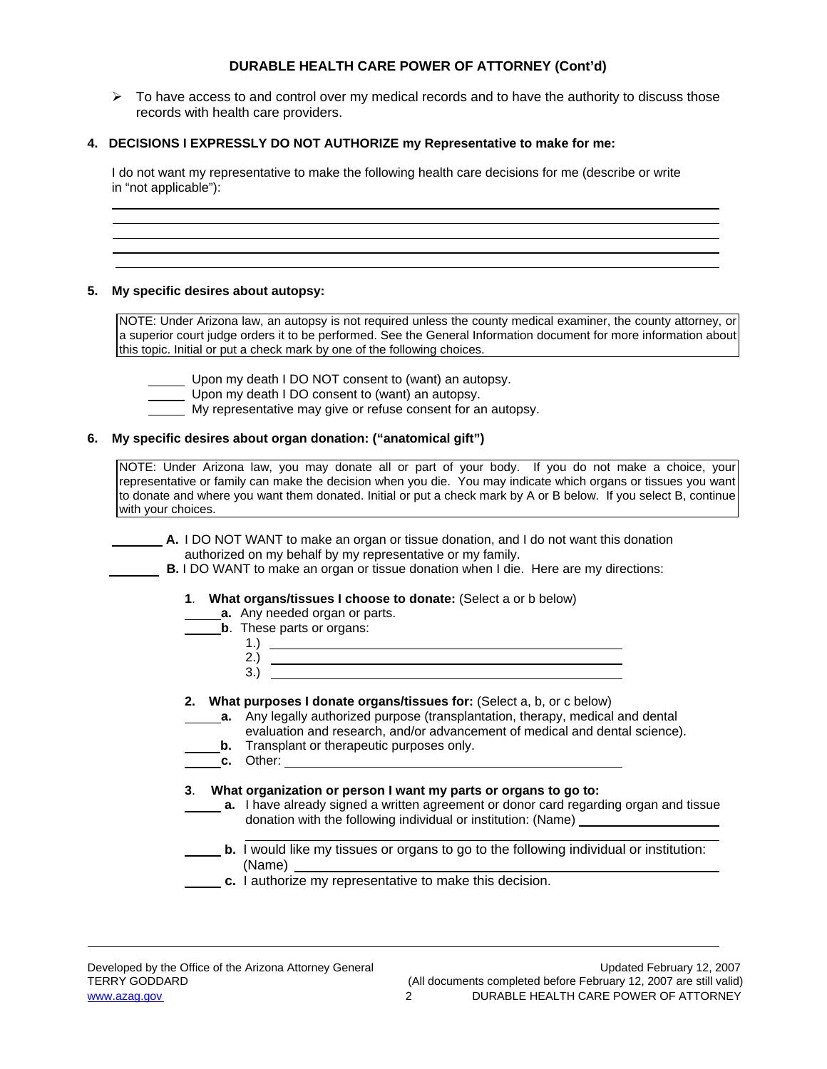## DURABLE HEALTH CARE POWER OF ATTORNEY (Cont'd)

- To have access to and control over my medical records and to have the authority to discuss those records with health care providers.

**4. DECISIONS I EXPRESSLY DO NOT AUTHORIZE my Representative to make for me:**

I do not want my representative to make the following health care decisions for me (describe or write in "not applicable"):

______________________________________________________________________________
______________________________________________________________________________
______________________________________________________________________________
______________________________________________________________________________
______________________________________________________________________________

**5. My specific desires about autopsy:**

> NOTE: Under Arizona law, an autopsy is not required unless the county medical examiner, the county attorney, or a superior court judge orders it to be performed. See the General Information document for more information about this topic. Initial or put a check mark by one of the following choices.

_____ Upon my death I DO NOT consent to (want) an autopsy.
_____ Upon my death I DO consent to (want) an autopsy.
_____ My representative may give or refuse consent for an autopsy.

**6. My specific desires about organ donation: ("anatomical gift")**

> NOTE: Under Arizona law, you may donate all or part of your body. If you do not make a choice, your representative or family can make the decision when you die. You may indicate which organs or tissues you want to donate and where you want them donated. Initial or put a check mark by A or B below. If you select B, continue with your choices.

_______ **A.** I DO NOT WANT to make an organ or tissue donation, and I do not want this donation authorized on my behalf by my representative or my family.
_______ **B.** I DO WANT to make an organ or tissue donation when I die. Here are my directions:

**1. What organs/tissues I choose to donate:** (Select a or b below)

_____ **a.** Any needed organ or parts.
_____ **b**. These parts or organs:
1.) ________________________________________
2.) ________________________________________
3.) ________________________________________

**2. What purposes I donate organs/tissues for:** (Select a, b, or c below)

_____ **a.** Any legally authorized purpose (transplantation, therapy, medical and dental evaluation and research, and/or advancement of medical and dental science).
_____ **b.** Transplant or therapeutic purposes only.
_____ **c.** Other: ________________________________________

**3. What organization or person I want my parts or organs to go to:**

_____ **a.** I have already signed a written agreement or donor card regarding organ and tissue donation with the following individual or institution: (Name) ____________________
______________________________________________
_____ **b.** I would like my tissues or organs to go to the following individual or institution: (Name) ________________________________________
_____ **c.** I authorize my representative to make this decision.

Developed by the Office of the Arizona Attorney General
TERRY GODDARD
www.azag.gov

Updated February 12, 2007
(All documents completed before February 12, 2007 are still valid)
DURABLE HEALTH CARE POWER OF ATTORNEY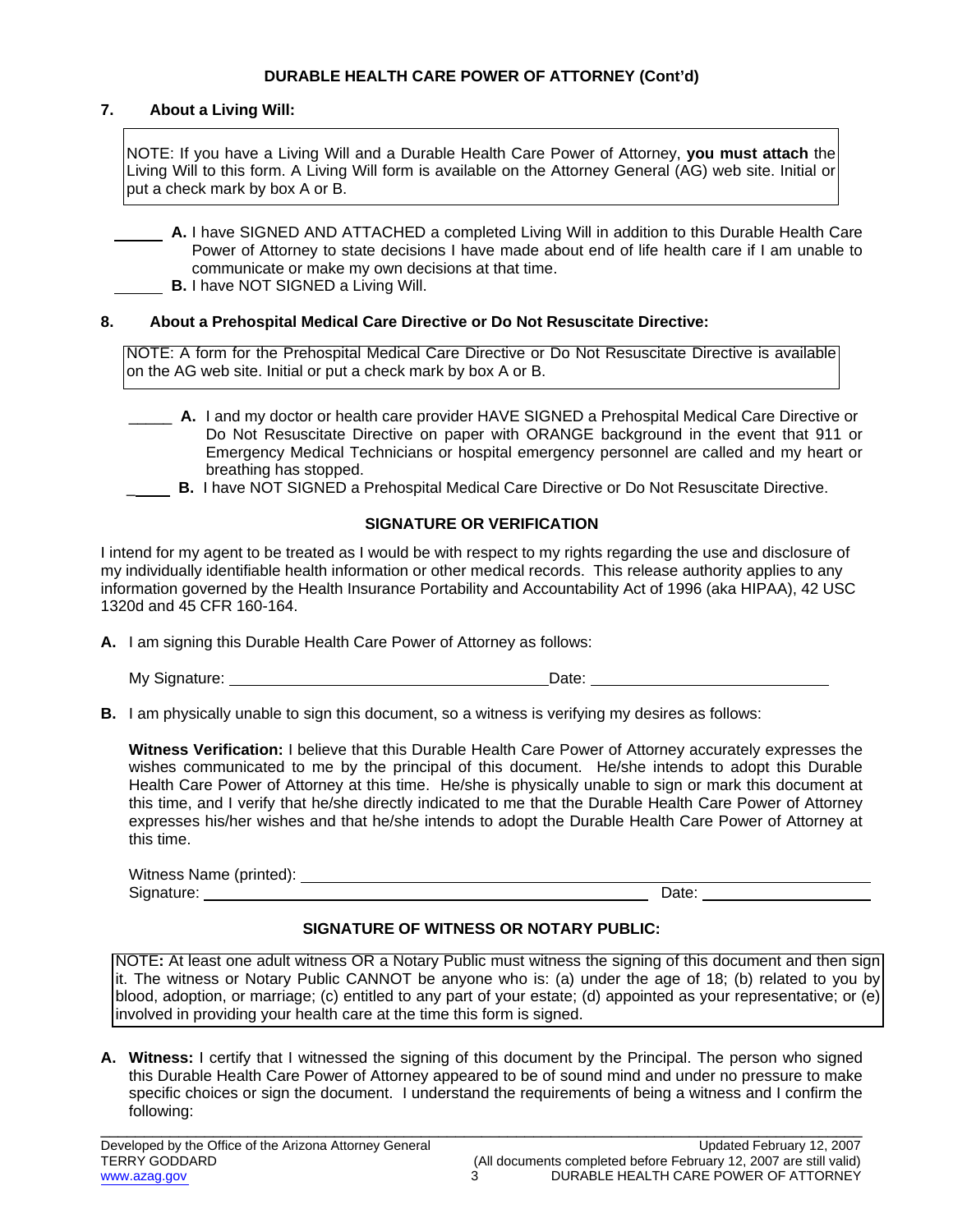**DURABLE HEALTH CARE POWER OF ATTORNEY (Cont'd)**

**7. About a Living Will:**

NOTE: If you have a Living Will and a Durable Health Care Power of Attorney, **you must attach** the Living Will to this form. A Living Will form is available on the Attorney General (AG) web site. Initial or put a check mark by box A or B.

______ **A.** I have SIGNED AND ATTACHED a completed Living Will in addition to this Durable Health Care Power of Attorney to state decisions I have made about end of life health care if I am unable to communicate or make my own decisions at that time.

______ **B.** I have NOT SIGNED a Living Will.

**8. About a Prehospital Medical Care Directive or Do Not Resuscitate Directive:**

NOTE: A form for the Prehospital Medical Care Directive or Do Not Resuscitate Directive is available on the AG web site. Initial or put a check mark by box A or B.

_____ **A.** I and my doctor or health care provider HAVE SIGNED a Prehospital Medical Care Directive or Do Not Resuscitate Directive on paper with ORANGE background in the event that 911 or Emergency Medical Technicians or hospital emergency personnel are called and my heart or breathing has stopped.

_____ **B.** I have NOT SIGNED a Prehospital Medical Care Directive or Do Not Resuscitate Directive.

**SIGNATURE OR VERIFICATION**

I intend for my agent to be treated as I would be with respect to my rights regarding the use and disclosure of my individually identifiable health information or other medical records. This release authority applies to any information governed by the Health Insurance Portability and Accountability Act of 1996 (aka HIPAA), 42 USC 1320d and 45 CFR 160-164.

**A.** I am signing this Durable Health Care Power of Attorney as follows:

My Signature: ______________________________ Date: ______________________

**B.** I am physically unable to sign this document, so a witness is verifying my desires as follows:

**Witness Verification:** I believe that this Durable Health Care Power of Attorney accurately expresses the wishes communicated to me by the principal of this document. He/she intends to adopt this Durable Health Care Power of Attorney at this time. He/she is physically unable to sign or mark this document at this time, and I verify that he/she directly indicated to me that the Durable Health Care Power of Attorney expresses his/her wishes and that he/she intends to adopt the Durable Health Care Power of Attorney at this time.

Witness Name (printed): ______________________________________________

Signature: ______________________________________ Date: ________________

**SIGNATURE OF WITNESS OR NOTARY PUBLIC:**

NOTE**:** At least one adult witness OR a Notary Public must witness the signing of this document and then sign it. The witness or Notary Public CANNOT be anyone who is: (a) under the age of 18; (b) related to you by blood, adoption, or marriage; (c) entitled to any part of your estate; (d) appointed as your representative; or (e) involved in providing your health care at the time this form is signed.

**A. Witness:** I certify that I witnessed the signing of this document by the Principal. The person who signed this Durable Health Care Power of Attorney appeared to be of sound mind and under no pressure to make specific choices or sign the document. I understand the requirements of being a witness and I confirm the following: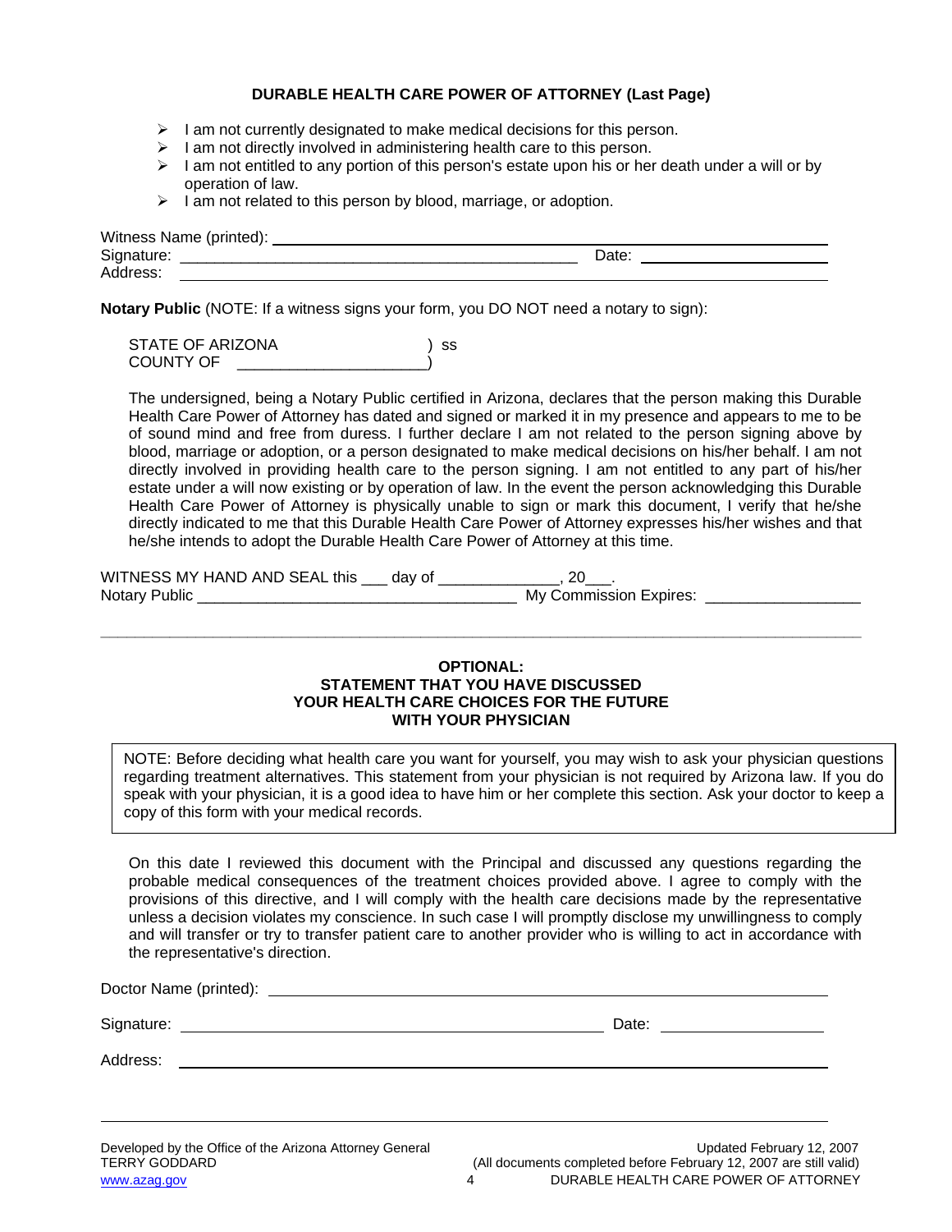**DURABLE HEALTH CARE POWER OF ATTORNEY (Last Page)**

- I am not currently designated to make medical decisions for this person.
- I am not directly involved in administering health care to this person.
- I am not entitled to any portion of this person's estate upon his or her death under a will or by operation of law.
- I am not related to this person by blood, marriage, or adoption.

Witness Name (printed): ______________________________________________
Signature: ______________________________________________ Date: ____________________
Address: ______________________________________________

**Notary Public** (NOTE: If a witness signs your form, you DO NOT need a notary to sign):

STATE OF ARIZONA ) ss
COUNTY OF ____________________)

The undersigned, being a Notary Public certified in Arizona, declares that the person making this Durable Health Care Power of Attorney has dated and signed or marked it in my presence and appears to me to be of sound mind and free from duress. I further declare I am not related to the person signing above by blood, marriage or adoption, or a person designated to make medical decisions on his/her behalf. I am not directly involved in providing health care to the person signing. I am not entitled to any part of his/her estate under a will now existing or by operation of law. In the event the person acknowledging this Durable Health Care Power of Attorney is physically unable to sign or mark this document, I verify that he/she directly indicated to me that this Durable Health Care Power of Attorney expresses his/her wishes and that he/she intends to adopt the Durable Health Care Power of Attorney at this time.

WITNESS MY HAND AND SEAL this ___ day of _____________, 20___.
Notary Public ___________________________________ My Commission Expires: ________________

---

**OPTIONAL:**
**STATEMENT THAT YOU HAVE DISCUSSED YOUR HEALTH CARE CHOICES FOR THE FUTURE WITH YOUR PHYSICIAN**

NOTE: Before deciding what health care you want for yourself, you may wish to ask your physician questions regarding treatment alternatives. This statement from your physician is not required by Arizona law. If you do speak with your physician, it is a good idea to have him or her complete this section. Ask your doctor to keep a copy of this form with your medical records.

On this date I reviewed this document with the Principal and discussed any questions regarding the probable medical consequences of the treatment choices provided above. I agree to comply with the provisions of this directive, and I will comply with the health care decisions made by the representative unless a decision violates my conscience. In such case I will promptly disclose my unwillingness to comply and will transfer or try to transfer patient care to another provider who is willing to act in accordance with the representative's direction.

Doctor Name (printed): ______________________________________________

Signature: ______________________________________________ Date: ____________________

Address: ______________________________________________

Developed by the Office of the Arizona Attorney General
TERRY GODDARD
www.azag.gov

Updated February 12, 2007
(All documents completed before February 12, 2007 are still valid)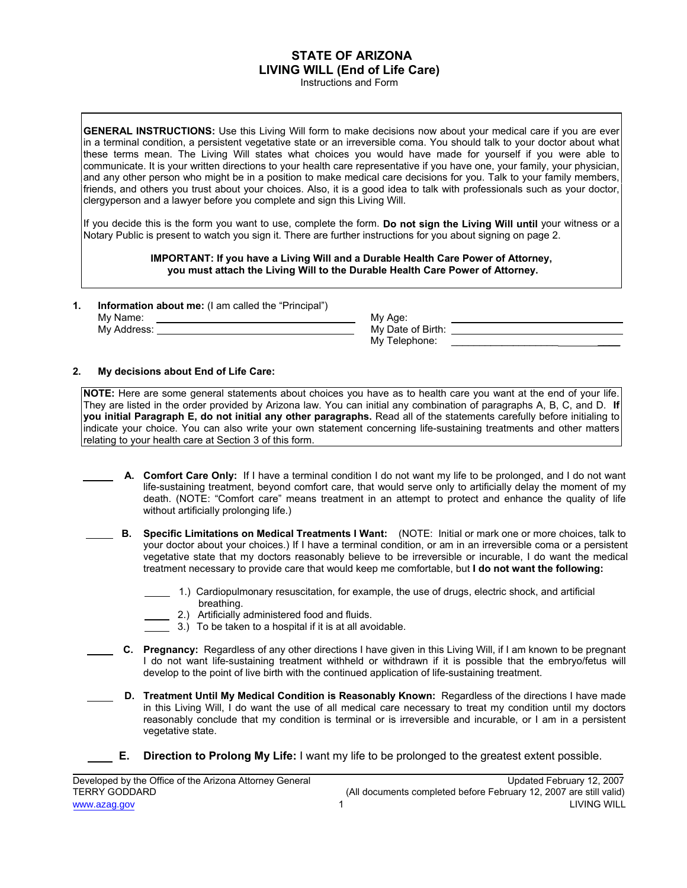# STATE OF ARIZONA
## LIVING WILL (End of Life Care)
Instructions and Form

**GENERAL INSTRUCTIONS:** Use this Living Will form to make decisions now about your medical care if you are ever in a terminal condition, a persistent vegetative state or an irreversible coma. You should talk to your doctor about what these terms mean. The Living Will states what choices you would have made for yourself if you were able to communicate. It is your written directions to your health care representative if you have one, your family, your physician, and any other person who might be in a position to make medical care decisions for you. Talk to your family members, friends, and others you trust about your choices. Also, it is a good idea to talk with professionals such as your doctor, clergyperson and a lawyer before you complete and sign this Living Will.

If you decide this is the form you want to use, complete the form. **Do not sign the Living Will until** your witness or a Notary Public is present to watch you sign it. There are further instructions for you about signing on page 2.

**IMPORTANT: If you have a Living Will and a Durable Health Care Power of Attorney, you must attach the Living Will to the Durable Health Care Power of Attorney.**

**1. Information about me:** (I am called the "Principal")

My Name: ______________________________ My Age: ______________________________

My Address: ______________________________ My Date of Birth: ______________________________

My Telephone: ______________________________

**2. My decisions about End of Life Care:**

**NOTE:** Here are some general statements about choices you have as to health care you want at the end of your life. They are listed in the order provided by Arizona law. You can initial any combination of paragraphs A, B, C, and D. **If you initial Paragraph E, do not initial any other paragraphs.** Read all of the statements carefully before initialing to indicate your choice. You can also write your own statement concerning life-sustaining treatments and other matters relating to your health care at Section 3 of this form.

_____ **A. Comfort Care Only:** If I have a terminal condition I do not want my life to be prolonged, and I do not want life-sustaining treatment, beyond comfort care, that would serve only to artificially delay the moment of my death. (NOTE: "Comfort care" means treatment in an attempt to protect and enhance the quality of life without artificially prolonging life.)

_____ **B. Specific Limitations on Medical Treatments I Want:** (NOTE: Initial or mark one or more choices, talk to your doctor about your choices.) If I have a terminal condition, or am in an irreversible coma or a persistent vegetative state that my doctors reasonably believe to be irreversible or incurable, I do want the medical treatment necessary to provide care that would keep me comfortable, but **I do not want the following:**

_____ 1.) Cardiopulmonary resuscitation, for example, the use of drugs, electric shock, and artificial breathing.

_____ 2.) Artificially administered food and fluids.

_____ 3.) To be taken to a hospital if it is at all avoidable.

_____ **C. Pregnancy:** Regardless of any other directions I have given in this Living Will, if I am known to be pregnant I do not want life-sustaining treatment withheld or withdrawn if it is possible that the embryo/fetus will develop to the point of live birth with the continued application of life-sustaining treatment.

_____ **D. Treatment Until My Medical Condition is Reasonably Known:** Regardless of the directions I have made in this Living Will, I do want the use of all medical care necessary to treat my condition until my doctors reasonably conclude that my condition is terminal or is irreversible and incurable, or I am in a persistent vegetative state.

_____ **E. Direction to Prolong My Life:** I want my life to be prolonged to the greatest extent possible.

Developed by the Office of the Arizona Attorney General
TERRY GODDARD
www.azag.gov

Updated February 12, 2007
(All documents completed before February 12, 2007 are still valid)
LIVING WILL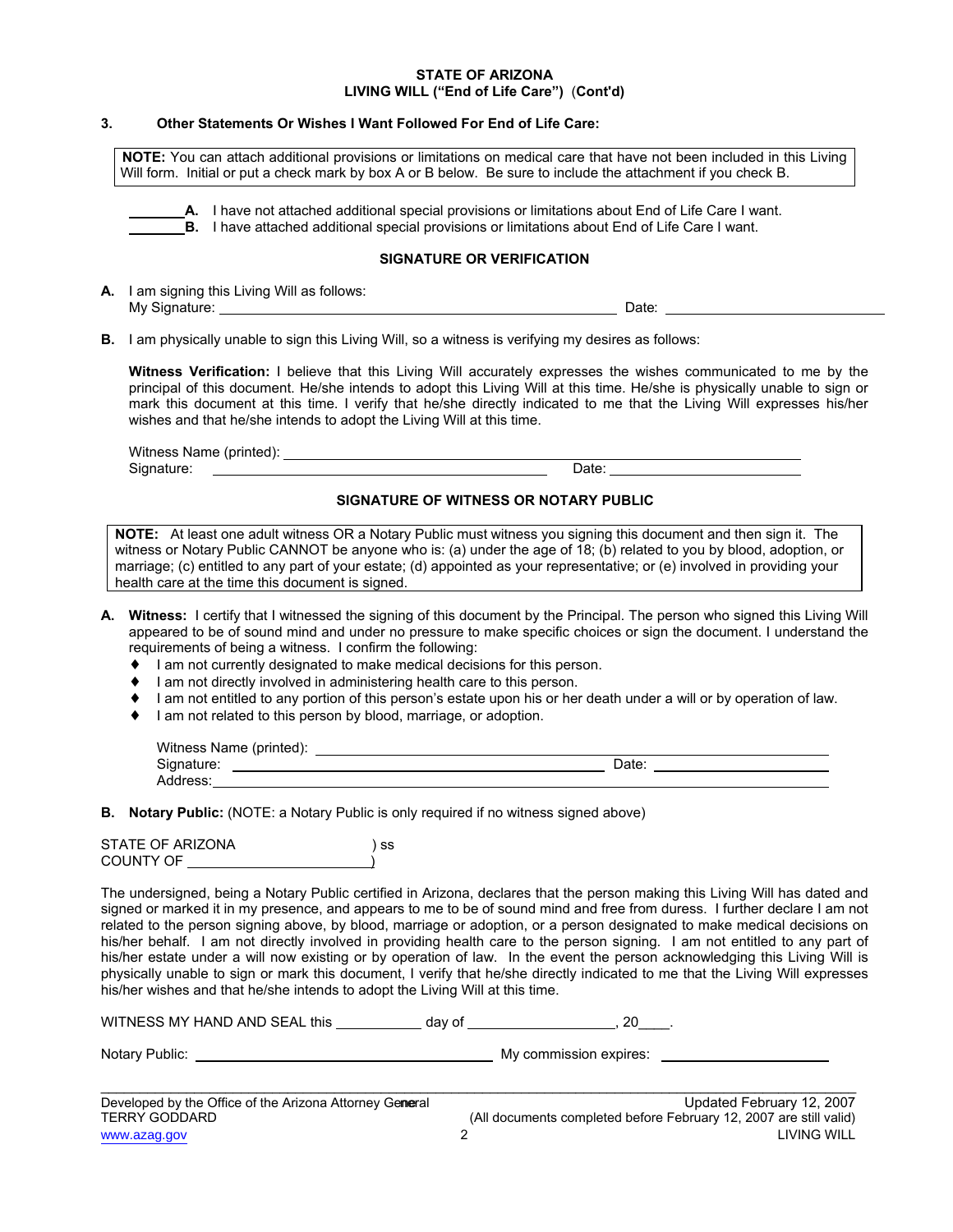**STATE OF ARIZONA**
**LIVING WILL ("End of Life Care") (Cont'd)**

**3. Other Statements Or Wishes I Want Followed For End of Life Care:**

> **NOTE:** You can attach additional provisions or limitations on medical care that have not been included in this Living Will form. Initial or put a check mark by box A or B below. Be sure to include the attachment if you check B.

________ **A.** I have not attached additional special provisions or limitations about End of Life Care I want.
________ **B.** I have attached additional special provisions or limitations about End of Life Care I want.

**SIGNATURE OR VERIFICATION**

**A.** I am signing this Living Will as follows:
My Signature: ______________________________________ Date: ____________________

**B.** I am physically unable to sign this Living Will, so a witness is verifying my desires as follows:

**Witness Verification:** I believe that this Living Will accurately expresses the wishes communicated to me by the principal of this document. He/she intends to adopt this Living Will at this time. He/she is physically unable to sign or mark this document at this time. I verify that he/she directly indicated to me that the Living Will expresses his/her wishes and that he/she intends to adopt the Living Will at this time.

Witness Name (printed): ______________________________________
Signature: ______________________________ Date: ____________________

**SIGNATURE OF WITNESS OR NOTARY PUBLIC**

> **NOTE:** At least one adult witness OR a Notary Public must witness you signing this document and then sign it. The witness or Notary Public CANNOT be anyone who is: (a) under the age of 18; (b) related to you by blood, adoption, or marriage; (c) entitled to any part of your estate; (d) appointed as your representative; or (e) involved in providing your health care at the time this document is signed.

**A. Witness:** I certify that I witnessed the signing of this document by the Principal. The person who signed this Living Will appeared to be of sound mind and under no pressure to make specific choices or sign the document. I understand the requirements of being a witness. I confirm the following:

- I am not currently designated to make medical decisions for this person.
- I am not directly involved in administering health care to this person.
- I am not entitled to any portion of this person's estate upon his or her death under a will or by operation of law.
- I am not related to this person by blood, marriage, or adoption.

Witness Name (printed): ______________________________________
Signature: ______________________________ Date: ____________________
Address: ______________________________________________________

**B. Notary Public:** (NOTE: a Notary Public is only required if no witness signed above)

STATE OF ARIZONA ) ss
COUNTY OF ____________________ )

The undersigned, being a Notary Public certified in Arizona, declares that the person making this Living Will has dated and signed or marked it in my presence, and appears to me to be of sound mind and free from duress. I further declare I am not related to the person signing above, by blood, marriage or adoption, or a person designated to make medical decisions on his/her behalf. I am not directly involved in providing health care to the person signing. I am not entitled to any part of his/her estate under a will now existing or by operation of law. In the event the person acknowledging this Living Will is physically unable to sign or mark this document, I verify that he/she directly indicated to me that the Living Will expresses his/her wishes and that he/she intends to adopt the Living Will at this time.

WITNESS MY HAND AND SEAL this __________ day of ________________, 20____.

Notary Public: ______________________________ My commission expires: ____________________

Developed by the Office of the Arizona Attorney General
TERRY GODDARD
www.azag.gov

Updated February 12, 2007
(All documents completed before February 12, 2007 are still valid)
LIVING WILL